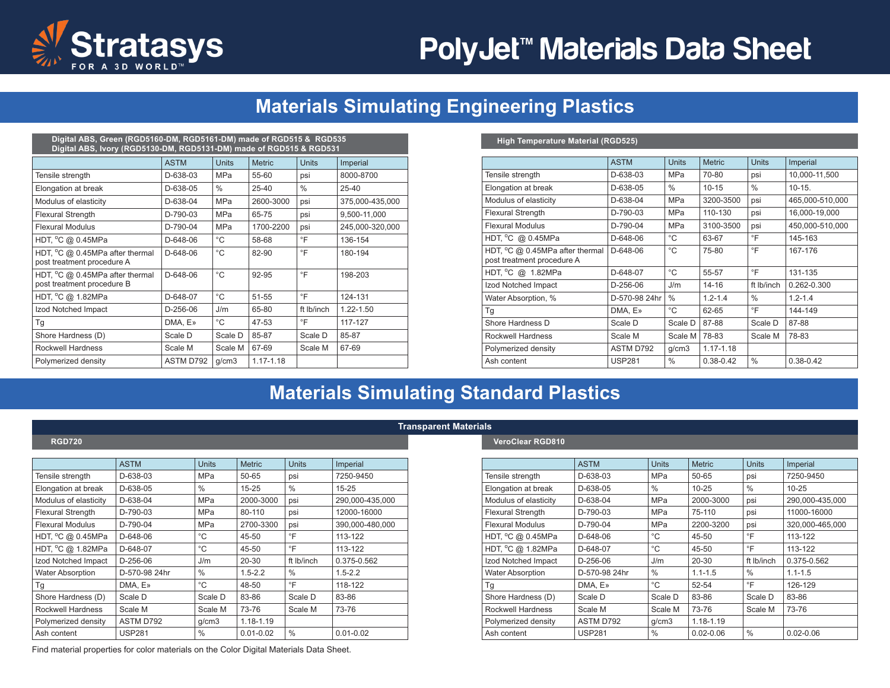# Stratasys

FOR A 3D WORLD™

# PolyJet™ Materials Data Sheet

## Materials Simulating Engineering Plastics

### Digital ABS, Green (RGD5160-DM, RGD5161-DM) made of RGD515 & RGD535<br>Digital ABS, Ivory (RGD5130-DM, RGD5131-DM) made of RGD515 & RGD531

| | ASTM | Units | Metric | Units | Imperial |
|---|---|---|---|---|---|
| Tensile strength | D-638-03 | MPa | 55-60 | psi | 8000-8700 |
| Elongation at break | D-638-05 | % | 25-40 | % | 25-40 |
| Modulus of elasticity | D-638-04 | MPa | 2600-3000 | psi | 375,000-435,000 |
| Flexural Strength | D-790-03 | MPa | 65-75 | psi | 9,500-11,000 |
| Flexural Modulus | D-790-04 | MPa | 1700-2200 | psi | 245,000-320,000 |
| HDT, °C @ 0.45MPa | D-648-06 | °C | 58-68 | °F | 136-154 |
| HDT, °C @ 0.45MPa after thermal post treatment procedure A | D-648-06 | °C | 82-90 | °F | 180-194 |
| HDT, °C @ 0.45MPa after thermal post treatment procedure B | D-648-06 | °C | 92-95 | °F | 198-203 |
| HDT, °C @ 1.82MPa | D-648-07 | °C | 51-55 | °F | 124-131 |
| Izod Notched Impact | D-256-06 | J/m | 65-80 | ft lb/inch | 1.22-1.50 |
| Tg | DMA, E» | °C | 47-53 | °F | 117-127 |
| Shore Hardness (D) | Scale D | Scale D | 85-87 | Scale D | 85-87 |
| Rockwell Hardness | Scale M | Scale M | 67-69 | Scale M | 67-69 |
| Polymerized density | ASTM D792 | g/cm3 | 1.17-1.18 | | |

### High Temperature Material (RGD525)

| | ASTM | Units | Metric | Units | Imperial |
|---|---|---|---|---|---|
| Tensile strength | D-638-03 | MPa | 70-80 | psi | 10,000-11,500 |
| Elongation at break | D-638-05 | % | 10-15 | % | 10-15. |
| Modulus of elasticity | D-638-04 | MPa | 3200-3500 | psi | 465,000-510,000 |
| Flexural Strength | D-790-03 | MPa | 110-130 | psi | 16,000-19,000 |
| Flexural Modulus | D-790-04 | MPa | 3100-3500 | psi | 450,000-510,000 |
| HDT, °C @ 0.45MPa | D-648-06 | °C | 63-67 | °F | 145-163 |
| HDT, °C @ 0.45MPa after thermal post treatment procedure A | D-648-06 | °C | 75-80 | °F | 167-176 |
| HDT, °C @ 1.82MPa | D-648-07 | °C | 55-57 | °F | 131-135 |
| Izod Notched Impact | D-256-06 | J/m | 14-16 | ft lb/inch | 0.262-0.300 |
| Water Absorption, % | D-570-98 24hr | % | 1.2-1.4 | % | 1.2-1.4 |
| Tg | DMA, E» | °C | 62-65 | °F | 144-149 |
| Shore Hardness D | Scale D | Scale D | 87-88 | Scale D | 87-88 |
| Rockwell Hardness | Scale M | Scale M | 78-83 | Scale M | 78-83 |
| Polymerized density | ASTM D792 | g/cm3 | 1.17-1.18 | | |
| Ash content | USP281 | % | 0.38-0.42 | % | 0.38-0.42 |

## Materials Simulating Standard Plastics

### Transparent Materials

#### RGD720

| | ASTM | Units | Metric | Units | Imperial |
|---|---|---|---|---|---|
| Tensile strength | D-638-03 | MPa | 50-65 | psi | 7250-9450 |
| Elongation at break | D-638-05 | % | 15-25 | % | 15-25 |
| Modulus of elasticity | D-638-04 | MPa | 2000-3000 | psi | 290,000-435,000 |
| Flexural Strength | D-790-03 | MPa | 80-110 | psi | 12000-16000 |
| Flexural Modulus | D-790-04 | MPa | 2700-3300 | psi | 390,000-480,000 |
| HDT, °C @ 0.45MPa | D-648-06 | °C | 45-50 | °F | 113-122 |
| HDT, °C @ 1.82MPa | D-648-07 | °C | 45-50 | °F | 113-122 |
| Izod Notched Impact | D-256-06 | J/m | 20-30 | ft lb/inch | 0.375-0.562 |
| Water Absorption | D-570-98 24hr | % | 1.5-2.2 | % | 1.5-2.2 |
| Tg | DMA, E» | °C | 48-50 | °F | 118-122 |
| Shore Hardness (D) | Scale D | Scale D | 83-86 | Scale D | 83-86 |
| Rockwell Hardness | Scale M | Scale M | 73-76 | Scale M | 73-76 |
| Polymerized density | ASTM D792 | g/cm3 | 1.18-1.19 | | |
| Ash content | USP281 | % | 0.01-0.02 | % | 0.01-0.02 |

#### VeroClear RGD810

| | ASTM | Units | Metric | Units | Imperial |
|---|---|---|---|---|---|
| Tensile strength | D-638-03 | MPa | 50-65 | psi | 7250-9450 |
| Elongation at break | D-638-05 | % | 10-25 | % | 10-25 |
| Modulus of elasticity | D-638-04 | MPa | 2000-3000 | psi | 290,000-435,000 |
| Flexural Strength | D-790-03 | MPa | 75-110 | psi | 11000-16000 |
| Flexural Modulus | D-790-04 | MPa | 2200-3200 | psi | 320,000-465,000 |
| HDT, °C @ 0.45MPa | D-648-06 | °C | 45-50 | °F | 113-122 |
| HDT, °C @ 1.82MPa | D-648-07 | °C | 45-50 | °F | 113-122 |
| Izod Notched Impact | D-256-06 | J/m | 20-30 | ft lb/inch | 0.375-0.562 |
| Water Absorption | D-570-98 24hr | % | 1.1-1.5 | % | 1.1-1.5 |
| Tg | DMA, E» | °C | 52-54 | °F | 126-129 |
| Shore Hardness (D) | Scale D | Scale D | 83-86 | Scale D | 83-86 |
| Rockwell Hardness | Scale M | Scale M | 73-76 | Scale M | 73-76 |
| Polymerized density | ASTM D792 | g/cm3 | 1.18-1.19 | | |
| Ash content | USP281 | % | 0.02-0.06 | % | 0.02-0.06 |

Find material properties for color materials on the Color Digital Materials Data Sheet.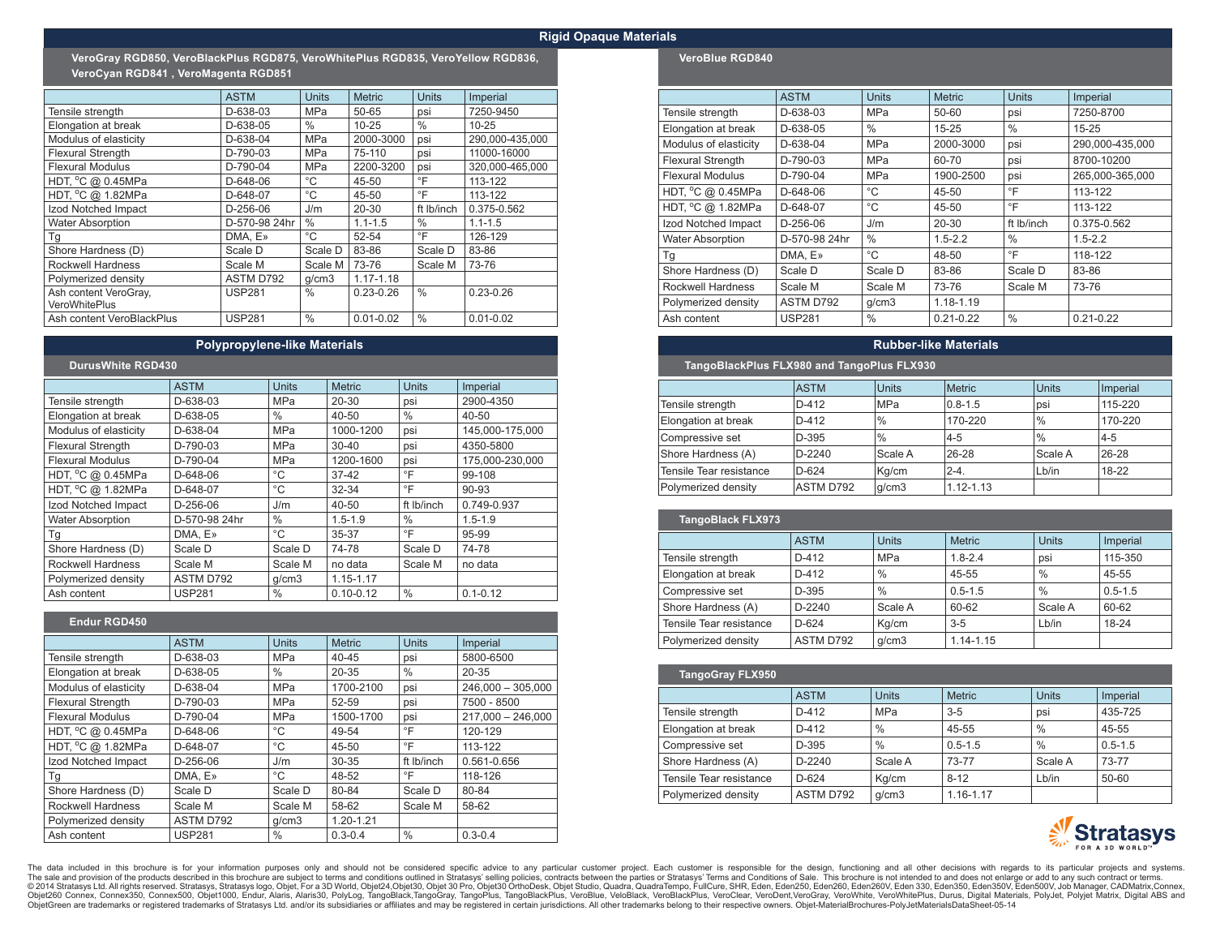# Rigid Opaque Materials

## VeroGray RGD850, VeroBlackPlus RGD875, VeroWhitePlus RGD835, VeroYellow RGD836, VeroCyan RGD841 , VeroMagenta RGD851

| | ASTM | Units | Metric | Units | Imperial |
|---|---|---|---|---|---|
| Tensile strength | D-638-03 | MPa | 50-65 | psi | 7250-9450 |
| Elongation at break | D-638-05 | % | 10-25 | % | 10-25 |
| Modulus of elasticity | D-638-04 | MPa | 2000-3000 | psi | 290,000-435,000 |
| Flexural Strength | D-790-03 | MPa | 75-110 | psi | 11000-16000 |
| Flexural Modulus | D-790-04 | MPa | 2200-3200 | psi | 320,000-465,000 |
| HDT, °C @ 0.45MPa | D-648-06 | °C | 45-50 | °F | 113-122 |
| HDT, °C @ 1.82MPa | D-648-07 | °C | 45-50 | °F | 113-122 |
| Izod Notched Impact | D-256-06 | J/m | 20-30 | ft lb/inch | 0.375-0.562 |
| Water Absorption | D-570-98 24hr | % | 1.1-1.5 | % | 1.1-1.5 |
| Tg | DMA, E» | °C | 52-54 | °F | 126-129 |
| Shore Hardness (D) | Scale D | Scale D | 83-86 | Scale D | 83-86 |
| Rockwell Hardness | Scale M | Scale M | 73-76 | Scale M | 73-76 |
| Polymerized density | ASTM D792 | g/cm3 | 1.17-1.18 | | |
| Ash content VeroGray, VeroWhitePlus | USP281 | % | 0.23-0.26 | % | 0.23-0.26 |
| Ash content VeroBlackPlus | USP281 | % | 0.01-0.02 | % | 0.01-0.02 |

## VeroBlue RGD840

| | ASTM | Units | Metric | Units | Imperial |
|---|---|---|---|---|---|
| Tensile strength | D-638-03 | MPa | 50-60 | psi | 7250-8700 |
| Elongation at break | D-638-05 | % | 15-25 | % | 15-25 |
| Modulus of elasticity | D-638-04 | MPa | 2000-3000 | psi | 290,000-435,000 |
| Flexural Strength | D-790-03 | MPa | 60-70 | psi | 8700-10200 |
| Flexural Modulus | D-790-04 | MPa | 1900-2500 | psi | 265,000-365,000 |
| HDT, °C @ 0.45MPa | D-648-06 | °C | 45-50 | °F | 113-122 |
| HDT, °C @ 1.82MPa | D-648-07 | °C | 45-50 | °F | 113-122 |
| Izod Notched Impact | D-256-06 | J/m | 20-30 | ft lb/inch | 0.375-0.562 |
| Water Absorption | D-570-98 24hr | % | 1.5-2.2 | % | 1.5-2.2 |
| Tg | DMA, E» | °C | 48-50 | °F | 118-122 |
| Shore Hardness (D) | Scale D | Scale D | 83-86 | Scale D | 83-86 |
| Rockwell Hardness | Scale M | Scale M | 73-76 | Scale M | 73-76 |
| Polymerized density | ASTM D792 | g/cm3 | 1.18-1.19 | | |
| Ash content | USP281 | % | 0.21-0.22 | % | 0.21-0.22 |

# Polypropylene-like Materials

## DurusWhite RGD430

| | ASTM | Units | Metric | Units | Imperial |
|---|---|---|---|---|---|
| Tensile strength | D-638-03 | MPa | 20-30 | psi | 2900-4350 |
| Elongation at break | D-638-05 | % | 40-50 | % | 40-50 |
| Modulus of elasticity | D-638-04 | MPa | 1000-1200 | psi | 145,000-175,000 |
| Flexural Strength | D-790-03 | MPa | 30-40 | psi | 4350-5800 |
| Flexural Modulus | D-790-04 | MPa | 1200-1600 | psi | 175,000-230,000 |
| HDT, °C @ 0.45MPa | D-648-06 | °C | 37-42 | °F | 99-108 |
| HDT, °C @ 1.82MPa | D-648-07 | °C | 32-34 | °F | 90-93 |
| Izod Notched Impact | D-256-06 | J/m | 40-50 | ft lb/inch | 0.749-0.937 |
| Water Absorption | D-570-98 24hr | % | 1.5-1.9 | % | 1.5-1.9 |
| Tg | DMA, E» | °C | 35-37 | °F | 95-99 |
| Shore Hardness (D) | Scale D | Scale D | 74-78 | Scale D | 74-78 |
| Rockwell Hardness | Scale M | Scale M | no data | Scale M | no data |
| Polymerized density | ASTM D792 | g/cm3 | 1.15-1.17 | | |
| Ash content | USP281 | % | 0.10-0.12 | % | 0.1-0.12 |

## Endur RGD450

| | ASTM | Units | Metric | Units | Imperial |
|---|---|---|---|---|---|
| Tensile strength | D-638-03 | MPa | 40-45 | psi | 5800-6500 |
| Elongation at break | D-638-05 | % | 20-35 | % | 20-35 |
| Modulus of elasticity | D-638-04 | MPa | 1700-2100 | psi | 246,000 – 305,000 |
| Flexural Strength | D-790-03 | MPa | 52-59 | psi | 7500 - 8500 |
| Flexural Modulus | D-790-04 | MPa | 1500-1700 | psi | 217,000 – 246,000 |
| HDT, °C @ 0.45MPa | D-648-06 | °C | 49-54 | °F | 120-129 |
| HDT, °C @ 1.82MPa | D-648-07 | °C | 45-50 | °F | 113-122 |
| Izod Notched Impact | D-256-06 | J/m | 30-35 | ft lb/inch | 0.561-0.656 |
| Tg | DMA, E» | °C | 48-52 | °F | 118-126 |
| Shore Hardness (D) | Scale D | Scale D | 80-84 | Scale D | 80-84 |
| Rockwell Hardness | Scale M | Scale M | 58-62 | Scale M | 58-62 |
| Polymerized density | ASTM D792 | g/cm3 | 1.20-1.21 | | |
| Ash content | USP281 | % | 0.3-0.4 | % | 0.3-0.4 |

# Rubber-like Materials

## TangoBlackPlus FLX980 and TangoPlus FLX930

| | ASTM | Units | Metric | Units | Imperial |
|---|---|---|---|---|---|
| Tensile strength | D-412 | MPa | 0.8-1.5 | psi | 115-220 |
| Elongation at break | D-412 | % | 170-220 | % | 170-220 |
| Compressive set | D-395 | % | 4-5 | % | 4-5 |
| Shore Hardness (A) | D-2240 | Scale A | 26-28 | Scale A | 26-28 |
| Tensile Tear resistance | D-624 | Kg/cm | 2-4. | Lb/in | 18-22 |
| Polymerized density | ASTM D792 | g/cm3 | 1.12-1.13 | | |

## TangoBlack FLX973

| | ASTM | Units | Metric | Units | Imperial |
|---|---|---|---|---|---|
| Tensile strength | D-412 | MPa | 1.8-2.4 | psi | 115-350 |
| Elongation at break | D-412 | % | 45-55 | % | 45-55 |
| Compressive set | D-395 | % | 0.5-1.5 | % | 0.5-1.5 |
| Shore Hardness (A) | D-2240 | Scale A | 60-62 | Scale A | 60-62 |
| Tensile Tear resistance | D-624 | Kg/cm | 3-5 | Lb/in | 18-24 |
| Polymerized density | ASTM D792 | g/cm3 | 1.14-1.15 | | |

## TangoGray FLX950

| | ASTM | Units | Metric | Units | Imperial |
|---|---|---|---|---|---|
| Tensile strength | D-412 | MPa | 3-5 | psi | 435-725 |
| Elongation at break | D-412 | % | 45-55 | % | 45-55 |
| Compressive set | D-395 | % | 0.5-1.5 | % | 0.5-1.5 |
| Shore Hardness (A) | D-2240 | Scale A | 73-77 | Scale A | 73-77 |
| Tensile Tear resistance | D-624 | Kg/cm | 8-12 | Lb/in | 50-60 |
| Polymerized density | ASTM D792 | g/cm3 | 1.16-1.17 | | |

Stratasys
FOR A 3D WORLD™

The data included in this brochure is for your information purposes only and should not be considered specific advice to any particular customer project. Each customer is responsible for the design, functioning and all other decisions with regards to its particular projects and systems. The sale and provision of the products described in this brochure are subject to terms and conditions outlined in Stratasys' selling policies, contracts between the parties or Stratasys' Terms and Conditions of Sale. This brochure is not intended to and does not enlarge or add to any such contract or terms.
© 2014 Stratasys Ltd. All rights reserved. Stratasys, Stratasys logo, Objet, For a 3D World, Objet24,Objet30, Objet 30 Pro, Objet30 OrthoDesk, Objet Studio, Quadra, QuadraTempo, FullCure, SHR, Eden, Eden250, Eden260, Eden260V, Eden 330, Eden350, Eden350V, Eden500V, Job Manager, CADMatrix,Connex, Objet260 Connex, Connex350, Connex500, Objet1000, Endur, Alaris, Alaris30, PolyLog, TangoBlack,TangoGray, TangoPlus, TangoBlackPlus, VeroBlue, VeroBlack, VeroBlackPlus, VeroClear, VeroDent,VeroGray, VeroWhite, VeroWhitePlus, Durus, Digital Materials, PolyJet, Polyjet Matrix, Digital ABS and ObjetGreen are trademarks or registered trademarks of Stratasys Ltd. and/or its subsidiaries or affiliates and may be registered in certain jurisdictions. All other trademarks belong to their respective owners. Objet-MaterialBrochures-PolyJetMaterialsDataSheet-05-14